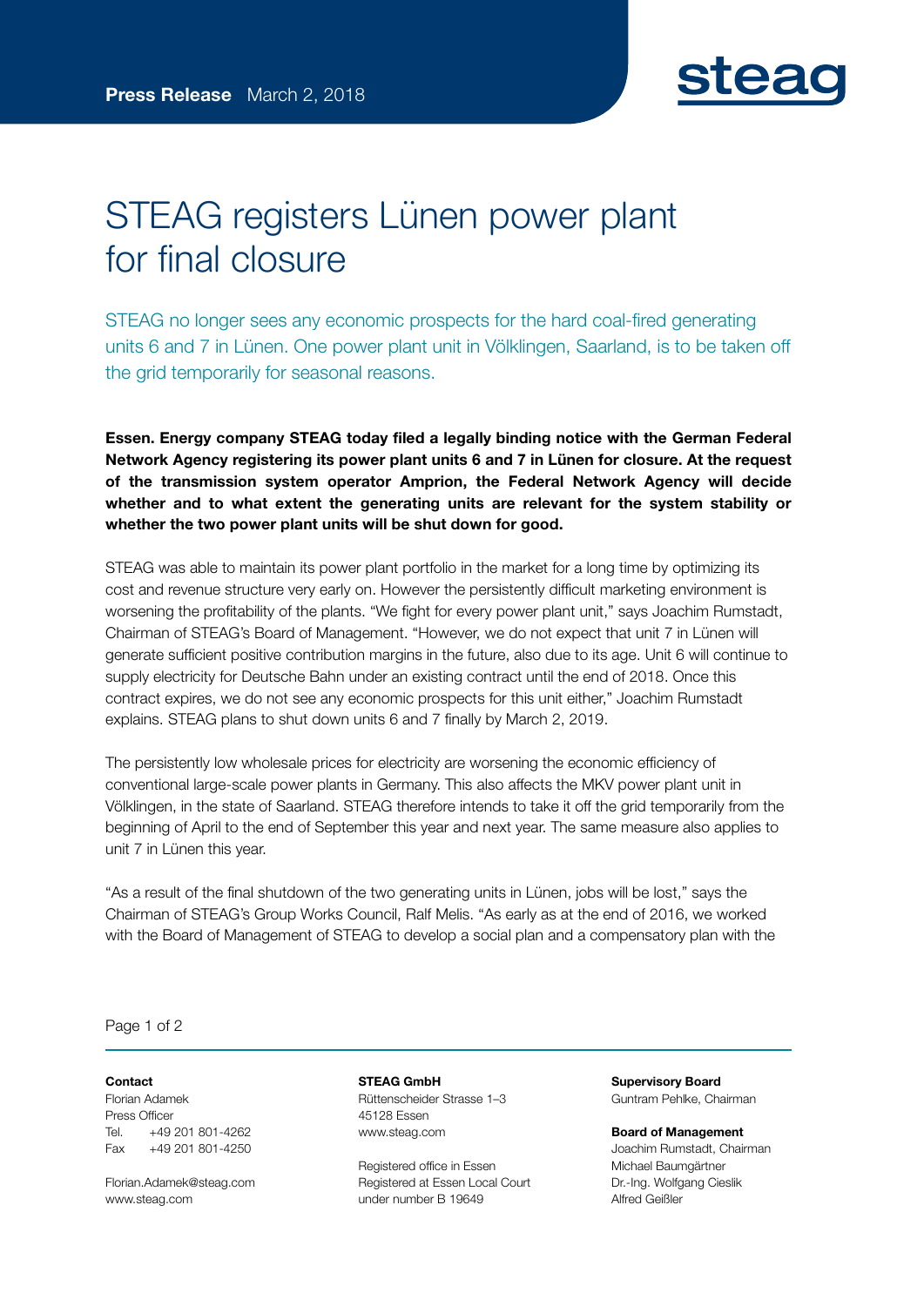**Press Release** March 2, 2018

# STEAG registers Lünen power plant for final closure

STEAG no longer sees any economic prospects for the hard coal-fired generating units 6 and 7 in Lünen. One power plant unit in Völklingen, Saarland, is to be taken off the grid temporarily for seasonal reasons.

**Essen. Energy company STEAG today filed a legally binding notice with the German Federal Network Agency registering its power plant units 6 and 7 in Lünen for closure. At the request of the transmission system operator Amprion, the Federal Network Agency will decide whether and to what extent the generating units are relevant for the system stability or whether the two power plant units will be shut down for good.**

STEAG was able to maintain its power plant portfolio in the market for a long time by optimizing its cost and revenue structure very early on. However the persistently difficult marketing environment is worsening the profitability of the plants. “We fight for every power plant unit,” says Joachim Rumstadt, Chairman of STEAG’s Board of Management. “However, we do not expect that unit 7 in Lünen will generate sufficient positive contribution margins in the future, also due to its age. Unit 6 will continue to supply electricity for Deutsche Bahn under an existing contract until the end of 2018. Once this contract expires, we do not see any economic prospects for this unit either,” Joachim Rumstadt explains. STEAG plans to shut down units 6 and 7 finally by March 2, 2019.

The persistently low wholesale prices for electricity are worsening the economic efficiency of conventional large-scale power plants in Germany. This also affects the MKV power plant unit in Völklingen, in the state of Saarland. STEAG therefore intends to take it off the grid temporarily from the beginning of April to the end of September this year and next year. The same measure also applies to unit 7 in Lünen this year.

“As a result of the final shutdown of the two generating units in Lünen, jobs will be lost,” says the Chairman of STEAG’s Group Works Council, Ralf Melis. “As early as at the end of 2016, we worked with the Board of Management of STEAG to develop a social plan and a compensatory plan with the

**Contact**
Florian Adamek
Press Officer
Tel. +49 201 801-4262
Fax +49 201 801-4250

Florian.Adamek@steag.com
www.steag.com

**STEAG GmbH**
Rüttenscheider Strasse 1–3
45128 Essen
www.steag.com

Registered office in Essen
Registered at Essen Local Court
under number B 19649

**Supervisory Board**
Guntram Pehlke, Chairman

**Board of Management**
Joachim Rumstadt, Chairman
Michael Baumgärtner
Dr.-Ing. Wolfgang Cieslik
Alfred Geißler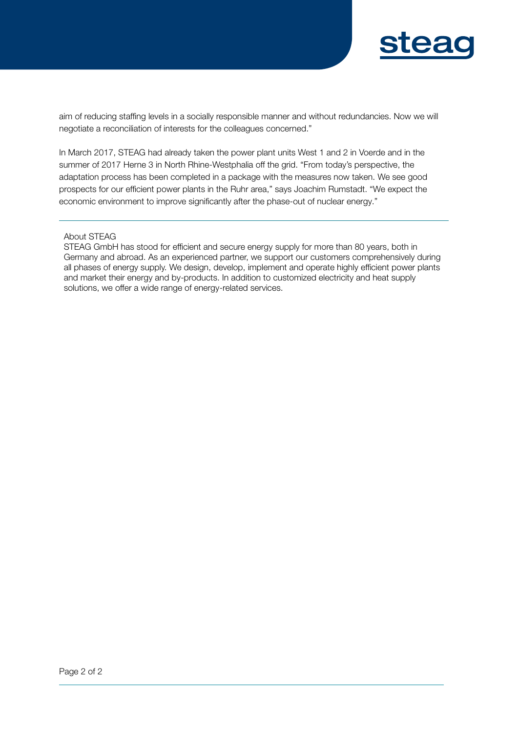aim of reducing staffing levels in a socially responsible manner and without redundancies. Now we will negotiate a reconciliation of interests for the colleagues concerned."

In March 2017, STEAG had already taken the power plant units West 1 and 2 in Voerde and in the summer of 2017 Herne 3 in North Rhine-Westphalia off the grid. "From today's perspective, the adaptation process has been completed in a package with the measures now taken. We see good prospects for our efficient power plants in the Ruhr area," says Joachim Rumstadt. "We expect the economic environment to improve significantly after the phase-out of nuclear energy."

---

About STEAG
STEAG GmbH has stood for efficient and secure energy supply for more than 80 years, both in Germany and abroad. As an experienced partner, we support our customers comprehensively during all phases of energy supply. We design, develop, implement and operate highly efficient power plants and market their energy and by-products. In addition to customized electricity and heat supply solutions, we offer a wide range of energy-related services.